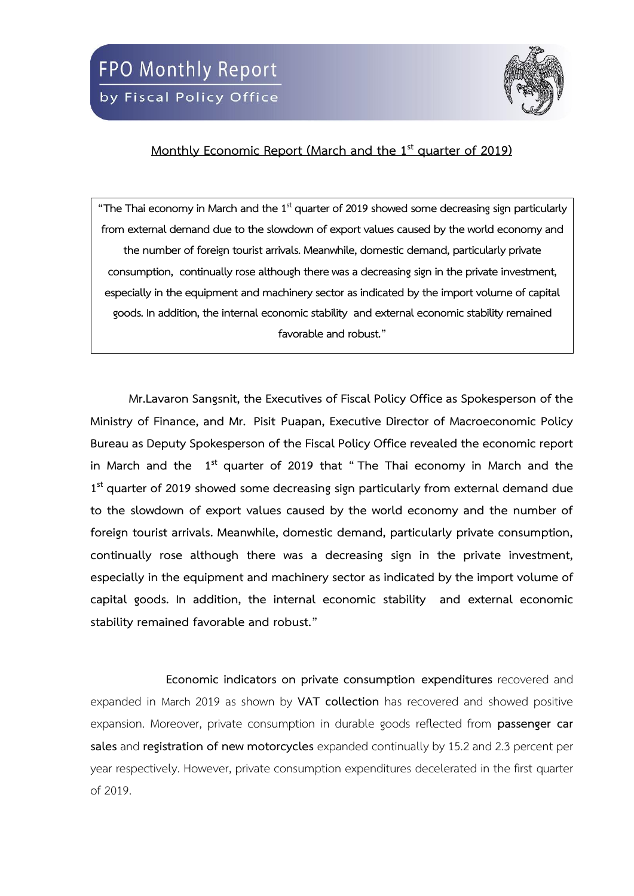# FPO Monthly Report

by Fiscal Policy Office

## Monthly Economic Report (March and the 1st quarter of 2019)

> "The Thai economy in March and the 1st quarter of 2019 showed some decreasing sign particularly from external demand due to the slowdown of export values caused by the world economy and the number of foreign tourist arrivals. Meanwhile, domestic demand, particularly private consumption, continually rose although there was a decreasing sign in the private investment, especially in the equipment and machinery sector as indicated by the import volume of capital goods. In addition, the internal economic stability and external economic stability remained favorable and robust."

**Mr.Lavaron Sangsnit, the Executives of Fiscal Policy Office as Spokesperson of the Ministry of Finance, and Mr. Pisit Puapan, Executive Director of Macroeconomic Policy Bureau as Deputy Spokesperson of the Fiscal Policy Office revealed the economic report in March and the 1st quarter of 2019 that "The Thai economy in March and the 1st quarter of 2019 showed some decreasing sign particularly from external demand due to the slowdown of export values caused by the world economy and the number of foreign tourist arrivals. Meanwhile, domestic demand, particularly private consumption, continually rose although there was a decreasing sign in the private investment, especially in the equipment and machinery sector as indicated by the import volume of capital goods. In addition, the internal economic stability and external economic stability remained favorable and robust."**

**Economic indicators on private consumption expenditures** recovered and expanded in March 2019 as shown by **VAT collection** has recovered and showed positive expansion. Moreover, private consumption in durable goods reflected from **passenger car sales** and **registration of new motorcycles** expanded continually by 15.2 and 2.3 percent per year respectively. However, private consumption expenditures decelerated in the first quarter of 2019.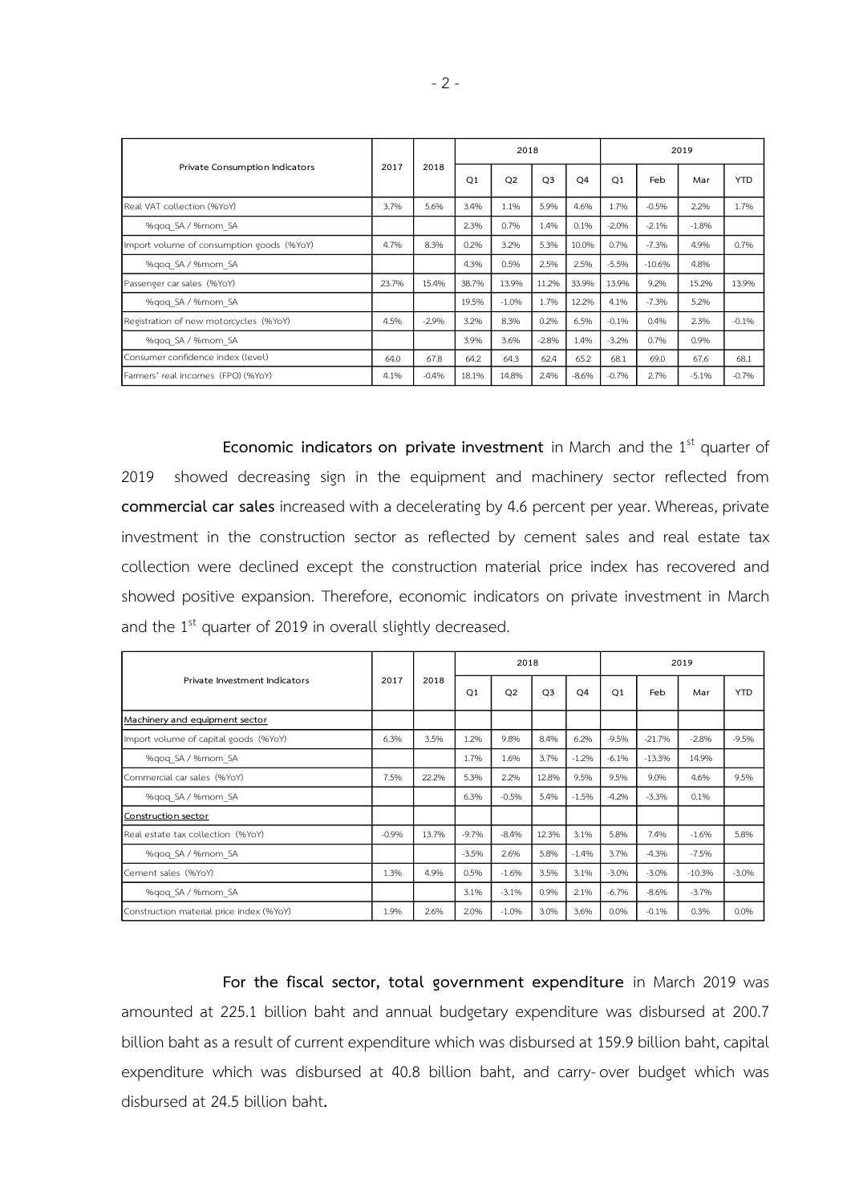| Private Consumption Indicators | 2017 | 2018 | 2018 | | | | 2019 | | | |
|---|---|---|---|---|---|---|---|---|---|---|
| | | | Q1 | Q2 | Q3 | Q4 | Q1 | Feb | Mar | YTD |
| Real VAT collection (%YoY) | 3.7% | 5.6% | 3.4% | 1.1% | 5.9% | 4.6% | 1.7% | -0.5% | 2.2% | 1.7% |
| %qoq_SA / %mom_SA | | | 2.3% | 0.7% | 1.4% | 0.1% | -2.0% | -2.1% | -1.8% | |
| Import volume of consumption goods (%YoY) | 4.7% | 8.3% | 0.2% | 3.2% | 5.3% | 10.0% | 0.7% | -7.3% | 4.9% | 0.7% |
| %qoq_SA / %mom_SA | | | 4.3% | 0.5% | 2.5% | 2.5% | -5.5% | -10.6% | 4.8% | |
| Passenger car sales (%YoY) | 23.7% | 15.4% | 38.7% | 13.9% | 11.2% | 33.9% | 13.9% | 9.2% | 15.2% | 13.9% |
| %qoq_SA / %mom_SA | | | 19.5% | -1.0% | 1.7% | 12.2% | 4.1% | -7.3% | 5.2% | |
| Registration of new motorcycles (%YoY) | 4.5% | -2.9% | 3.2% | 8.3% | 0.2% | 6.5% | -0.1% | 0.4% | 2.3% | -0.1% |
| %qoq_SA / %mom_SA | | | 3.9% | 3.6% | -2.8% | 1.4% | -3.2% | 0.7% | 0.9% | |
| Consumer confidence index (level) | 64.0 | 67.8 | 64.2 | 64.3 | 62.4 | 65.2 | 68.1 | 69.0 | 67.6 | 68.1 |
| Farmers' real incomes (FPO) (%YoY) | 4.1% | -0.4% | 18.1% | 14.8% | 2.4% | -8.6% | -0.7% | 2.7% | -5.1% | -0.7% |

**Economic indicators on private investment** in March and the 1st quarter of 2019 showed decreasing sign in the equipment and machinery sector reflected from **commercial car sales** increased with a decelerating by 4.6 percent per year. Whereas, private investment in the construction sector as reflected by cement sales and real estate tax collection were declined except the construction material price index has recovered and showed positive expansion. Therefore, economic indicators on private investment in March and the 1st quarter of 2019 in overall slightly decreased.

| Private Investment Indicators | 2017 | 2018 | 2018 | | | | 2019 | | | |
|---|---|---|---|---|---|---|---|---|---|---|
| | | | Q1 | Q2 | Q3 | Q4 | Q1 | Feb | Mar | YTD |
| Machinery and equipment sector | | | | | | | | | | |
| Import volume of capital goods (%YoY) | 6.3% | 3.5% | 1.2% | 9.8% | 8.4% | 6.2% | -9.5% | -21.7% | -2.8% | -9.5% |
| %qoq_SA / %mom_SA | | | 1.7% | 1.6% | 3.7% | -1.2% | -6.1% | -13.3% | 14.9% | |
| Commercial car sales (%YoY) | 7.5% | 22.2% | 5.3% | 2.2% | 12.8% | 9.5% | 9.5% | 9.0% | 4.6% | 9.5% |
| %qoq_SA / %mom_SA | | | 6.3% | -0.5% | 5.4% | -1.5% | -4.2% | -3.3% | 0.1% | |
| Construction sector | | | | | | | | | | |
| Real estate tax collection (%YoY) | -0.9% | 13.7% | -9.7% | -8.4% | 12.3% | 3.1% | 5.8% | 7.4% | -1.6% | 5.8% |
| %qoq_SA / %mom_SA | | | -3.5% | 2.6% | 5.8% | -1.4% | 3.7% | -4.3% | -7.5% | |
| Cement sales (%YoY) | 1.3% | 4.9% | 0.5% | -1.6% | 3.5% | 3.1% | -3.0% | -3.0% | -10.3% | -3.0% |
| %qoq_SA / %mom_SA | | | 3.1% | -3.1% | 0.9% | 2.1% | -6.7% | -8.6% | -3.7% | |
| Construction material price index (%YoY) | 1.9% | 2.6% | 2.0% | -1.0% | 3.0% | 3.6% | 0.0% | -0.1% | 0.3% | 0.0% |

**For the fiscal sector, total government expenditure** in March 2019 was amounted at 225.1 billion baht and annual budgetary expenditure was disbursed at 200.7 billion baht as a result of current expenditure which was disbursed at 159.9 billion baht, capital expenditure which was disbursed at 40.8 billion baht, and carry-over budget which was disbursed at 24.5 billion baht**.**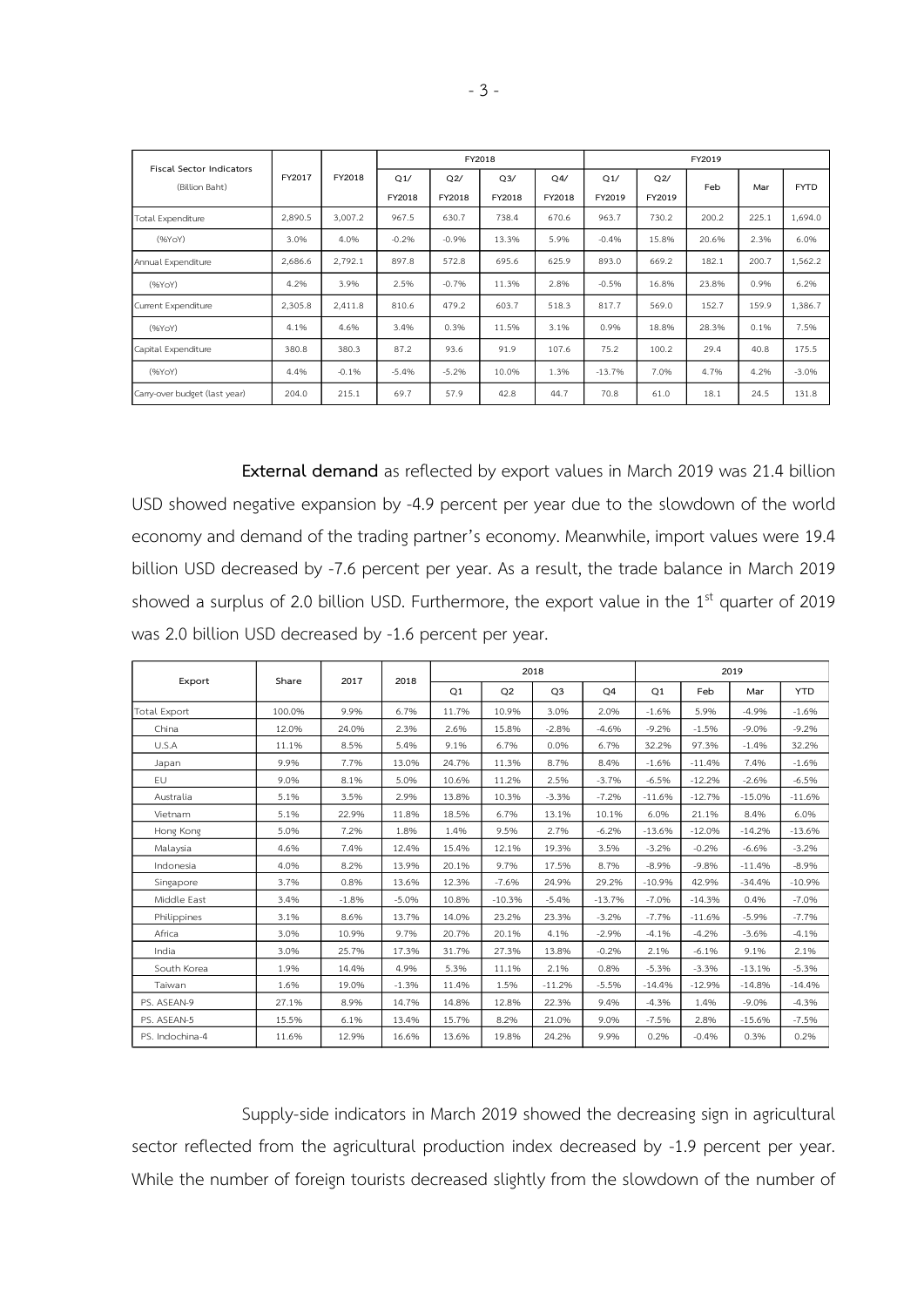| Fiscal Sector Indicators (Billion Baht) | FY2017 | FY2018 | FY2018 | | | | FY2019 | | | | |
|---|---|---|---|---|---|---|---|---|---|---|---|
| | | | Q1/ FY2018 | Q2/ FY2018 | Q3/ FY2018 | Q4/ FY2018 | Q1/ FY2019 | Q2/ FY2019 | Feb | Mar | FYTD |
| Total Expenditure | 2,890.5 | 3,007.2 | 967.5 | 630.7 | 738.4 | 670.6 | 963.7 | 730.2 | 200.2 | 225.1 | 1,694.0 |
| (%YoY) | 3.0% | 4.0% | -0.2% | -0.9% | 13.3% | 5.9% | -0.4% | 15.8% | 20.6% | 2.3% | 6.0% |
| Annual Expenditure | 2,686.6 | 2,792.1 | 897.8 | 572.8 | 695.6 | 625.9 | 893.0 | 669.2 | 182.1 | 200.7 | 1,562.2 |
| (%YoY) | 4.2% | 3.9% | 2.5% | -0.7% | 11.3% | 2.8% | -0.5% | 16.8% | 23.8% | 0.9% | 6.2% |
| Current Expenditure | 2,305.8 | 2,411.8 | 810.6 | 479.2 | 603.7 | 518.3 | 817.7 | 569.0 | 152.7 | 159.9 | 1,386.7 |
| (%YoY) | 4.1% | 4.6% | 3.4% | 0.3% | 11.5% | 3.1% | 0.9% | 18.8% | 28.3% | 0.1% | 7.5% |
| Capital Expenditure | 380.8 | 380.3 | 87.2 | 93.6 | 91.9 | 107.6 | 75.2 | 100.2 | 29.4 | 40.8 | 175.5 |
| (%YoY) | 4.4% | -0.1% | -5.4% | -5.2% | 10.0% | 1.3% | -13.7% | 7.0% | 4.7% | 4.2% | -3.0% |
| Carry-over budget (last year) | 204.0 | 215.1 | 69.7 | 57.9 | 42.8 | 44.7 | 70.8 | 61.0 | 18.1 | 24.5 | 131.8 |

**External demand** as reflected by export values in March 2019 was 21.4 billion USD showed negative expansion by -4.9 percent per year due to the slowdown of the world economy and demand of the trading partner's economy. Meanwhile, import values were 19.4 billion USD decreased by -7.6 percent per year. As a result, the trade balance in March 2019 showed a surplus of 2.0 billion USD. Furthermore, the export value in the 1st quarter of 2019 was 2.0 billion USD decreased by -1.6 percent per year.

| Export | Share | 2017 | 2018 | 2018 | | | | 2019 | | | |
|---|---|---|---|---|---|---|---|---|---|---|---|
| | | | | Q1 | Q2 | Q3 | Q4 | Q1 | Feb | Mar | YTD |
| Total Export | 100.0% | 9.9% | 6.7% | 11.7% | 10.9% | 3.0% | 2.0% | -1.6% | 5.9% | -4.9% | -1.6% |
| China | 12.0% | 24.0% | 2.3% | 2.6% | 15.8% | -2.8% | -4.6% | -9.2% | -1.5% | -9.0% | -9.2% |
| U.S.A | 11.1% | 8.5% | 5.4% | 9.1% | 6.7% | 0.0% | 6.7% | 32.2% | 97.3% | -1.4% | 32.2% |
| Japan | 9.9% | 7.7% | 13.0% | 24.7% | 11.3% | 8.7% | 8.4% | -1.6% | -11.4% | 7.4% | -1.6% |
| EU | 9.0% | 8.1% | 5.0% | 10.6% | 11.2% | 2.5% | -3.7% | -6.5% | -12.2% | -2.6% | -6.5% |
| Australia | 5.1% | 3.5% | 2.9% | 13.8% | 10.3% | -3.3% | -7.2% | -11.6% | -12.7% | -15.0% | -11.6% |
| Vietnam | 5.1% | 22.9% | 11.8% | 18.5% | 6.7% | 13.1% | 10.1% | 6.0% | 21.1% | 8.4% | 6.0% |
| Hong Kong | 5.0% | 7.2% | 1.8% | 1.4% | 9.5% | 2.7% | -6.2% | -13.6% | -12.0% | -14.2% | -13.6% |
| Malaysia | 4.6% | 7.4% | 12.4% | 15.4% | 12.1% | 19.3% | 3.5% | -3.2% | -0.2% | -6.6% | -3.2% |
| Indonesia | 4.0% | 8.2% | 13.9% | 20.1% | 9.7% | 17.5% | 8.7% | -8.9% | -9.8% | -11.4% | -8.9% |
| Singapore | 3.7% | 0.8% | 13.6% | 12.3% | -7.6% | 24.9% | 29.2% | -10.9% | 42.9% | -34.4% | -10.9% |
| Middle East | 3.4% | -1.8% | -5.0% | 10.8% | -10.3% | -5.4% | -13.7% | -7.0% | -14.3% | 0.4% | -7.0% |
| Philippines | 3.1% | 8.6% | 13.7% | 14.0% | 23.2% | 23.3% | -3.2% | -7.7% | -11.6% | -5.9% | -7.7% |
| Africa | 3.0% | 10.9% | 9.7% | 20.7% | 20.1% | 4.1% | -2.9% | -4.1% | -4.2% | -3.6% | -4.1% |
| India | 3.0% | 25.7% | 17.3% | 31.7% | 27.3% | 13.8% | -0.2% | 2.1% | -6.1% | 9.1% | 2.1% |
| South Korea | 1.9% | 14.4% | 4.9% | 5.3% | 11.1% | 2.1% | 0.8% | -5.3% | -3.3% | -13.1% | -5.3% |
| Taiwan | 1.6% | 19.0% | -1.3% | 11.4% | 1.5% | -11.2% | -5.5% | -14.4% | -12.9% | -14.8% | -14.4% |
| PS. ASEAN-9 | 27.1% | 8.9% | 14.7% | 14.8% | 12.8% | 22.3% | 9.4% | -4.3% | 1.4% | -9.0% | -4.3% |
| PS. ASEAN-5 | 15.5% | 6.1% | 13.4% | 15.7% | 8.2% | 21.0% | 9.0% | -7.5% | 2.8% | -15.6% | -7.5% |
| PS. Indochina-4 | 11.6% | 12.9% | 16.6% | 13.6% | 19.8% | 24.2% | 9.9% | 0.2% | -0.4% | 0.3% | 0.2% |

Supply-side indicators in March 2019 showed the decreasing sign in agricultural sector reflected from the agricultural production index decreased by -1.9 percent per year. While the number of foreign tourists decreased slightly from the slowdown of the number of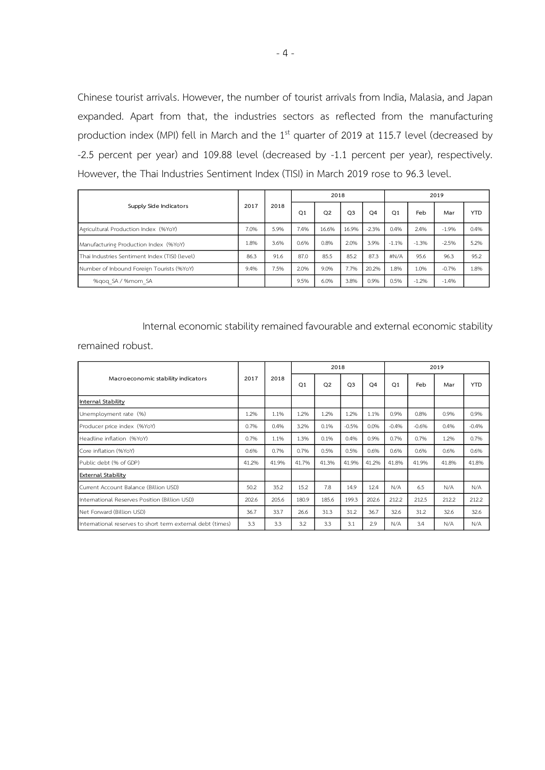Chinese tourist arrivals. However, the number of tourist arrivals from India, Malasia, and Japan expanded. Apart from that, the industries sectors as reflected from the manufacturing production index (MPI) fell in March and the 1st quarter of 2019 at 115.7 level (decreased by -2.5 percent per year) and 109.88 level (decreased by -1.1 percent per year), respectively. However, the Thai Industries Sentiment Index (TISI) in March 2019 rose to 96.3 level.

| Supply Side Indicators | 2017 | 2018 | 2018 | | | | 2019 | | | |
|---|---|---|---|---|---|---|---|---|---|---|
| | | | Q1 | Q2 | Q3 | Q4 | Q1 | Feb | Mar | YTD |
| Agricultural Production Index (%YoY) | 7.0% | 5.9% | 7.4% | 16.6% | 16.9% | -2.3% | 0.4% | 2.4% | -1.9% | 0.4% |
| Manufacturing Production Index (%YoY) | 1.8% | 3.6% | 0.6% | 0.8% | 2.0% | 3.9% | -1.1% | -1.3% | -2.5% | 5.2% |
| Thai Industries Sentiment Index (TISI) (level) | 86.3 | 91.6 | 87.0 | 85.5 | 85.2 | 87.3 | #N/A | 95.6 | 96.3 | 95.2 |
| Number of Inbound Foreign Tourists (%YoY) | 9.4% | 7.5% | 2.0% | 9.0% | 7.7% | 20.2% | 1.8% | 1.0% | -0.7% | 1.8% |
| %qoq_SA / %mom_SA | | | 9.5% | 6.0% | 3.8% | 0.9% | 0.5% | -1.2% | -1.4% | |

Internal economic stability remained favourable and external economic stability remained robust.

| Macroeconomic stability indicators | 2017 | 2018 | 2018 | | | | 2019 | | | |
|---|---|---|---|---|---|---|---|---|---|---|
| | | | Q1 | Q2 | Q3 | Q4 | Q1 | Feb | Mar | YTD |
| **Internal Stability** | | | | | | | | | | |
| Unemployment rate (%) | 1.2% | 1.1% | 1.2% | 1.2% | 1.2% | 1.1% | 0.9% | 0.8% | 0.9% | 0.9% |
| Producer price index (%YoY) | 0.7% | 0.4% | 3.2% | 0.1% | -0.5% | 0.0% | -0.4% | -0.6% | 0.4% | -0.4% |
| Headline inflation (%YoY) | 0.7% | 1.1% | 1.3% | 0.1% | 0.4% | 0.9% | 0.7% | 0.7% | 1.2% | 0.7% |
| Core inflation (%YoY) | 0.6% | 0.7% | 0.7% | 0.5% | 0.5% | 0.6% | 0.6% | 0.6% | 0.6% | 0.6% |
| Public debt (% of GDP) | 41.2% | 41.9% | 41.7% | 41.3% | 41.9% | 41.2% | 41.8% | 41.9% | 41.8% | 41.8% |
| **External Stability** | | | | | | | | | | |
| Current Account Balance (Billion USD) | 50.2 | 35.2 | 15.2 | 7.8 | 14.9 | 12.4 | N/A | 6.5 | N/A | N/A |
| International Reserves Position (Billion USD) | 202.6 | 205.6 | 180.9 | 185.6 | 199.3 | 202.6 | 212.2 | 212.5 | 212.2 | 212.2 |
| Net Forward (Billion USD) | 36.7 | 33.7 | 26.6 | 31.3 | 31.2 | 36.7 | 32.6 | 31.2 | 32.6 | 32.6 |
| International reserves to short term external debt (times) | 3.3 | 3.3 | 3.2 | 3.3 | 3.1 | 2.9 | N/A | 3.4 | N/A | N/A |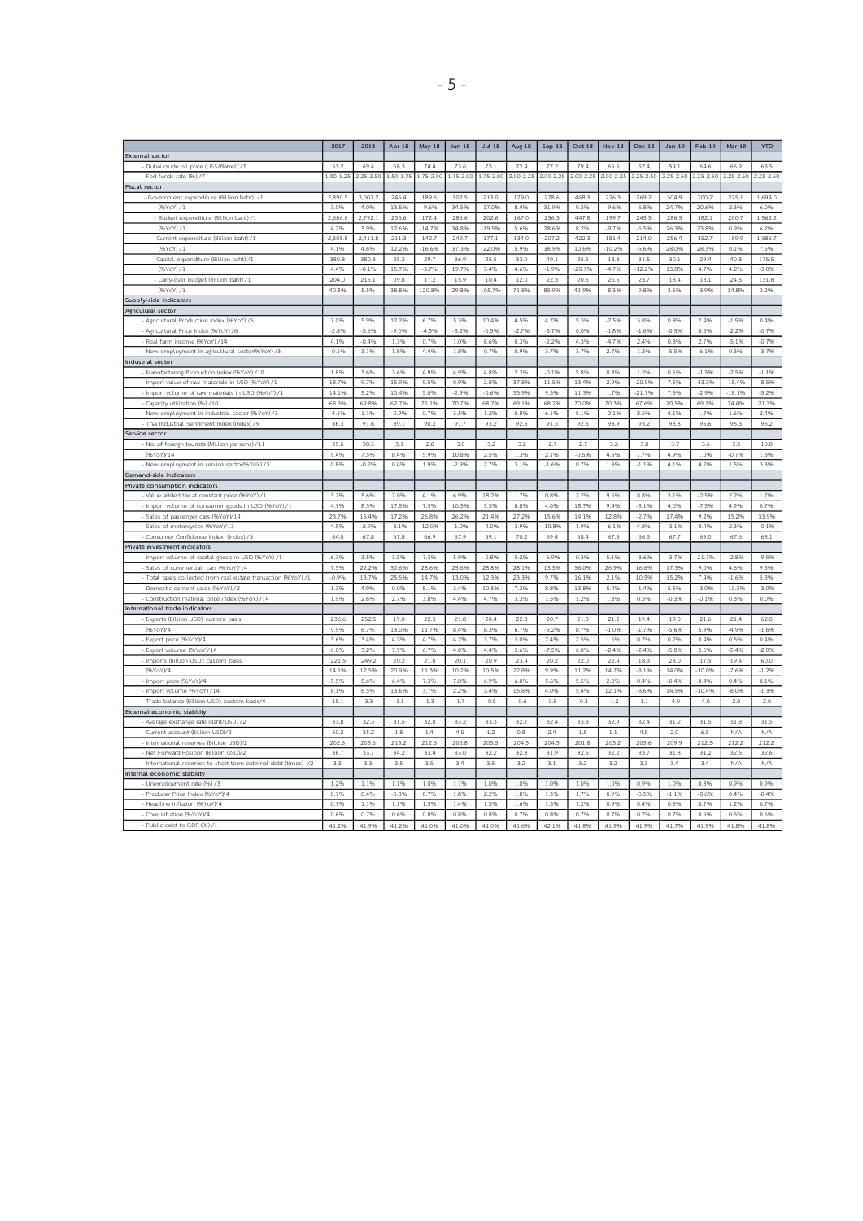| | 2017 | 2018 | Apr 18 | May 18 | Jun 18 | Jul 18 | Aug 18 | Sep 18 | Oct 18 | Nov 18 | Dec 18 | Jan 19 | Feb 19 | Mar 19 | YTD |
|---|---|---|---|---|---|---|---|---|---|---|---|---|---|---|---|
| External sector | | | | | | | | | | | | | | | |
| - Dubai crude oil price (US$/Barrel) /7 | 53.2 | 69.4 | 68.3 | 74.4 | 73.6 | 73.1 | 72.4 | 77.2 | 79.4 | 65.6 | 57.4 | 59.1 | 64.6 | 66.9 | 63.5 |
| - Fed funds rate (%) /7 | 1.00-1.25 | 2.25-2.50 | 1.50-1.75 | 1.75-2.00 | 1.75-2.00 | 1.75-2.00 | 2.00-2.25 | 2.00-2.25 | 2.00-2.25 | 2.00-2.25 | 2.25-2.50 | 2.25-2.50 | 2.25-2.50 | 2.25-2.50 | 2.25-2.50 |
| Fiscal sector | | | | | | | | | | | | | | | |
| - Government expenditure (Billion baht) /1 | 2,890.5 | 3,007.2 | 246.4 | 189.6 | 302.5 | 213.0 | 179.0 | 278.6 | 468.3 | 226.3 | 269.2 | 304.9 | 200.2 | 225.1 | 1,694.0 |
| (%YoY) /1 | 3.0% | 4.0% | 13.5% | -9.6% | 34.5% | -17.0% | 8.4% | 31.9% | 9.3% | -9.6% | -6.8% | 24.7% | 20.6% | 2.3% | 6.0% |
| - Budget expenditure (Billion baht) /1 | 2,686.6 | 2,792.1 | 236.6 | 172.4 | 286.6 | 202.6 | 167.0 | 256.3 | 447.8 | 199.7 | 245.5 | 286.5 | 182.1 | 200.7 | 1,562.2 |
| (%YoY) /1 | 4.2% | 3.9% | 12.6% | -14.7% | 34.8% | -19.5% | 5.6% | 28.6% | 8.2% | -9.7% | -6.5% | 26.3% | 23.8% | 0.9% | 6.2% |
| Current expenditure (Billion baht) /1 | 2,305.8 | 2,411.8 | 211.3 | 142.7 | 249.7 | 177.1 | 134.0 | 207.2 | 422.3 | 181.4 | 214.0 | 256.4 | 152.7 | 159.9 | 1,386.7 |
| (%YoY) /1 | 4.1% | 4.6% | 12.2% | -16.6% | 37.3% | -22.0% | 5.9% | 38.9% | 10.6% | -10.2% | -5.6% | 28.0% | 28.3% | 0.1% | 7.5% |
| Capital expenditure (Billion baht) /1 | 380.8 | 380.3 | 25.3 | 29.7 | 36.9 | 25.5 | 33.0 | 49.1 | 25.5 | 18.3 | 31.5 | 30.1 | 29.4 | 40.8 | 175.5 |
| (%YoY) /1 | 4.4% | -0.1% | 15.7% | -3.7% | 19.7% | 3.4% | 4.6% | -1.9% | -20.7% | -4.7% | -12.2% | 13.8% | 4.7% | 4.2% | -3.0% |
| - Carry-over budget (Billion baht) /1 | 204.0 | 215.1 | 09.8 | 17.2 | 15.9 | 10.4 | 12.0 | 22.3 | 20.5 | 26.6 | 23.7 | 18.4 | 18.1 | 24.5 | 131.8 |
| (%YoY) /1 | 40.5% | 5.5% | 38.8% | 120.8% | 29.8% | 105.7% | 71.8% | 85.9% | 41.9% | -8.3% | -9.8% | 3.6% | -3.9% | 14.8% | 3.2% |
| Supply-side indicators | | | | | | | | | | | | | | | |
| Agricultural sector | | | | | | | | | | | | | | | |
| - Agricultural Production Index (%YoY) /6 | 7.0% | 5.9% | 12.2% | 6.7% | 5.3% | 10.4% | 4.5% | 4.7% | 5.3% | -2.5% | 3.8% | 0.8% | 2.4% | -1.9% | 0.4% |
| - Agricultural Price Index (%YoY) /6 | -2.8% | -5.6% | -9.0% | -4.5% | -3.2% | -0.5% | -2.7% | -5.7% | 0.0% | -1.8% | -1.6% | -0.5% | 0.6% | -2.2% | -0.7% |
| - Real farm income (%YoY) /14 | 4.1% | -0.4% | 1.3% | 0.7% | 1.0% | 8.6% | 0.3% | -2.2% | 4.3% | -4.7% | 2.4% | 0.8% | 2.7% | -5.1% | -0.7% |
| - New employment in agricultural sector(%YoY) /3 | -0.1% | 3.1% | 1.8% | 4.4% | 1.8% | 0.7% | 0.9% | 3.7% | 3.7% | 2.7% | 1.3% | -5.5% | -6.1% | 0.3% | -3.7% |
| Industrial sector | | | | | | | | | | | | | | | |
| - Manufacturing Production Index (%YoY) /10 | 1.8% | 3.6% | 3.6% | 4.9% | 4.9% | 4.8% | 2.3% | -0.1% | 5.8% | 0.8% | 1.2% | 0.6% | -1.3% | -2.5% | -1.1% |
| - Import value of raw materials in USD (%YoY) /1 | 18.7% | 9.7% | 15.9% | 9.5% | 0.9% | 2.8% | 37.8% | 11.5% | 13.4% | 2.9% | -20.9% | 7.5% | -13.3% | -18.4% | -8.5% |
| - Import volume of raw materials in USD (%YoY) /1 | 14.1% | 5.2% | 10.4% | 5.0% | -2.9% | -0.6% | 33.9% | 9.3% | 11.3% | 1.7% | -21.7% | 7.3% | -2.9% | -18.1% | -5.2% |
| - Capacity utilization (%) /10 | 68.3% | 69.8% | 62.7% | 71.1% | 70.7% | 68.7% | 69.1% | 68.2% | 70.0% | 70.3% | 67.6% | 70.5% | 69.1% | 74.4% | 71.3% |
| - New employment in industrial sector (%YoY) /3 | -4.1% | 1.1% | -0.9% | 0.7% | 3.5% | 1.2% | 0.8% | 6.1% | 5.1% | -0.1% | 8.5% | 4.1% | 1.7% | 1.6% | 2.4% |
| - Thai Industrial Sentiment Index (Index) /9 | 86.3 | 91.6 | 89.1 | 90.2 | 91.7 | 93.2 | 92.5 | 91.5 | 92.6 | 93.9 | 93.2 | 93.8 | 95.6 | 96.3 | 95.2 |
| Service sector | | | | | | | | | | | | | | | |
| - No. of foreign tourists (Million persons) /11 | 35.6 | 38.3 | 3.1 | 2.8 | 3.0 | 3.2 | 3.2 | 2.7 | 2.7 | 3.2 | 3.8 | 3.7 | 3.6 | 3.5 | 10.8 |
| (%YoY)/14 | 9.4% | 7.5% | 8.4% | 5.9% | 10.8% | 2.5% | 1.3% | 2.1% | -0.5% | 4.5% | 7.7% | 4.9% | 1.0% | -0.7% | 1.8% |
| - New employment in service sector(%YoY) /3 | 0.8% | -0.2% | 0.4% | 1.9% | -2.9% | 2.7% | 3.1% | -1.6% | 0.7% | 1.3% | -1.1% | 4.1% | 4.2% | 1.5% | 3.3% |
| Demand-side indicators | | | | | | | | | | | | | | | |
| Private consumption indicators | | | | | | | | | | | | | | | |
| - Value added tax at constant price (%YoY) /1 | 3.7% | 5.6% | 7.0% | 4.1% | 6.9% | 18.2% | 1.7% | 0.8% | 7.2% | 9.6% | 0.8% | 3.1% | -0.5% | 2.2% | 1.7% |
| - Import volume of consumer goods in USD (%YoY) /1 | 4.7% | 8.3% | 17.5% | 7.5% | 10.5% | 5.3% | 8.8% | 4.0% | 18.7% | 9.4% | -3.1% | 4.0% | -7.3% | 4.9% | 0.7% |
| - Sales of passenger cars (%YoY)/14 | 23.7% | 15.4% | 17.2% | 26.8% | 26.2% | 21.4% | 27.2% | 15.6% | 14.1% | 12.8% | -2.7% | 17.4% | 9.2% | 15.2% | 13.9% |
| - Sales of motorcycles (%YoY)/13 | 4.5% | -2.9% | -3.1% | -12.0% | -1.0% | -4.0% | 3.9% | -10.8% | 1.9% | -6.1% | 4.8% | -3.1% | 0.4% | 2.3% | -0.1% |
| - Consumer Confidence Index (Index) /5 | 64.0 | 67.8 | 67.8 | 66.9 | 67.9 | 69.1 | 70.2 | 69.4 | 68.4 | 67.5 | 66.3 | 67.7 | 69.0 | 67.6 | 68.1 |
| Private investment indicators | | | | | | | | | | | | | | | |
| - Import volume of capital goods in USD (%YoY) /1 | 6.3% | 3.5% | 3.5% | 7.3% | 5.9% | -0.8% | 5.2% | -6.9% | 0.3% | 5.1% | -3.6% | -3.7% | -21.7% | -2.8% | -9.5% |
| - Sales of commercial cars (%YoY)/14 | 7.5% | 22.2% | 30.6% | 28.6% | 25.6% | 28.8% | 28.1% | 13.5% | 36.0% | 26.9% | 16.6% | 17.3% | 9.0% | 4.6% | 9.5% |
| - Total taxes collected from real estate transaction (%YoY) /1 | -0.9% | 13.7% | 25.5% | 14.7% | 13.0% | 12.3% | 23.3% | 9.7% | 16.1% | 2.1% | 10.5% | 15.2% | 7.4% | -1.6% | 5.8% |
| - Domestic cement sales (%YoY) /2 | 1.3% | 4.9% | 0.0% | 8.1% | 3.4% | 10.5% | 7.3% | 8.8% | 13.8% | 5.4% | -1.4% | 5.5% | -3.0% | -10.3% | -3.0% |
| - Construction material price index (%YoY) /14 | 1.9% | 2.6% | 2.7% | 3.8% | 4.4% | 4.7% | 3.3% | 1.5% | 1.2% | 1.3% | 0.5% | -0.3% | -0.1% | 0.3% | 0.0% |
| International trade indicators | | | | | | | | | | | | | | | |
| - Exports (Billion USD): custom basis | 236.6 | 252.5 | 19.0 | 22.3 | 21.8 | 20.4 | 22.8 | 20.7 | 21.8 | 21.2 | 19.4 | 19.0 | 21.6 | 21.4 | 62.0 |
| (%YoY)/4 | 9.9% | 6.7% | 13.0% | 11.7% | 8.4% | 8.3% | 6.7% | -5.2% | 8.7% | -1.0% | -1.7% | -5.6% | 5.9% | -4.9% | -1.6% |
| - Export price (%YoY)/4 | 3.6% | 3.4% | 4.7% | 4.7% | 4.2% | 3.7% | 3.0% | 2.4% | 2.5% | 1.5% | 0.7% | 0.2% | 0.4% | 0.5% | 0.4% |
| - Export volume (%YoY)/14 | 6.0% | 3.2% | 7.9% | 6.7% | 4.0% | 4.4% | 3.6% | -7.5% | 6.0% | -2.4% | -2.4% | -5.8% | 5.5% | -5.4% | -2.0% |
| - Imports (Billion USD): custom basis | 221.5 | 249.2 | 20.2 | 21.0 | 20.1 | 20.9 | 23.4 | 20.2 | 22.0 | 22.4 | 18.3 | 23.0 | 17.5 | 19.4 | 60.0 |
| (%YoY)/4 | 14.1% | 12.5% | 20.9% | 11.3% | 10.2% | 10.5% | 22.8% | 9.9% | 11.2% | 14.7% | -8.1% | 14.0% | -10.0% | -7.6% | -1.2% |
| - Import price (%YoY)/4 | 5.5% | 5.6% | 6.4% | 7.3% | 7.8% | 6.9% | 6.0% | 5.6% | 5.5% | 2.3% | 0.4% | -0.4% | 0.4% | 0.4% | 0.1% |
| - Import volume (%YoY) /14 | 8.1% | 6.5% | 13.6% | 3.7% | 2.2% | 3.4% | 15.8% | 4.0% | 5.4% | 12.1% | -8.6% | 14.5% | -10.4% | -8.0% | -1.3% |
| - Trade balance (Billion USD): custom basis/4 | 15.1 | 3.3 | -1.1 | 1.3 | 1.7 | -0.5 | -0.6 | 0.5 | -0.3 | -1.2 | 1.1 | -4.0 | 4.0 | 2.0 | 2.0 |
| External economic stability | | | | | | | | | | | | | | | |
| - Average exchange rate (Baht/USD) /2 | 33.8 | 32.3 | 31.5 | 32.0 | 33.2 | 33.3 | 32.7 | 32.4 | 33.3 | 32.9 | 32.4 | 31.2 | 31.5 | 31.8 | 31.5 |
| - Current account (Billion USD)/2 | 50.2 | 35.2 | 1.8 | 1.4 | 4.5 | 1.2 | 0.8 | 2.4 | 1.5 | 1.1 | 4.5 | 2.0 | 6.5 | N/A | N/A |
| - International reserves (Billion USD)/2 | 202.6 | 205.6 | 215.2 | 212.6 | 206.8 | 205.5 | 204.5 | 204.5 | 201.8 | 203.2 | 205.6 | 209.9 | 212.5 | 212.2 | 212.2 |
| - Net Forward Position (Billion USD)/2 | 36.7 | 33.7 | 34.2 | 33.4 | 33.0 | 32.2 | 32.3 | 31.9 | 32.6 | 32.2 | 33.7 | 31.8 | 31.2 | 32.6 | 32.6 |
| - International reserves to short term external debt (times) /2 | 3.3 | 3.3 | 3.5 | 3.5 | 3.4 | 3.5 | 3.2 | 3.1 | 3.2 | 3.2 | 3.3 | 3.4 | 3.4 | N/A | N/A |
| Internal economic stability | | | | | | | | | | | | | | | |
| - Unemployment rate (%) /3 | 1.2% | 1.1% | 1.1% | 1.0% | 1.1% | 1.0% | 1.0% | 1.0% | 1.0% | 1.0% | 0.9% | 1.0% | 0.8% | 0.9% | 0.9% |
| - Producer Price Index (%YoY)/4 | 0.7% | 0.4% | -0.8% | 0.7% | 1.8% | 2.2% | 1.8% | 1.3% | 1.7% | 0.9% | -0.5% | -1.1% | -0.6% | 0.4% | -0.4% |
| - Headline inflation (%YoY)/4 | 0.7% | 1.1% | 1.1% | 1.5% | 1.4% | 1.5% | 1.6% | 1.3% | 1.2% | 0.9% | 0.4% | 0.3% | 0.7% | 1.2% | 0.7% |
| - Core inflation (%YoY)/4 | 0.6% | 0.7% | 0.6% | 0.8% | 0.8% | 0.8% | 0.7% | 0.8% | 0.7% | 0.7% | 0.7% | 0.7% | 0.6% | 0.6% | 0.6% |
| - Public debt to GDP (%) /1 | 41.2% | 41.9% | 41.2% | 41.0% | 41.0% | 41.0% | 41.6% | 42.1% | 41.8% | 41.9% | 41.9% | 41.7% | 41.9% | 41.8% | 41.8% |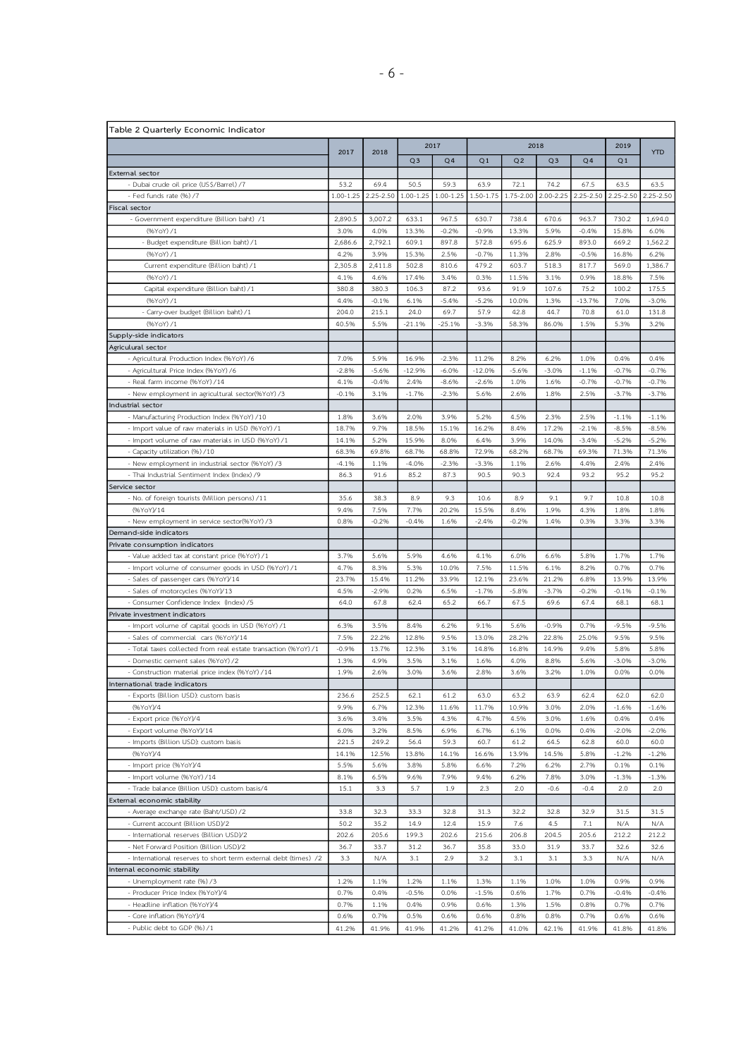Table 2 Quarterly Economic Indicator

| | 2017 | 2018 | 2017 | | 2018 | | | | 2019 | YTD |
|---|---|---|---|---|---|---|---|---|---|---|
| | | | Q3 | Q4 | Q1 | Q2 | Q3 | Q4 | Q1 | |
| External sector | | | | | | | | | | |
| - Dubai crude oil price (US$/Barrel) /7 | 53.2 | 69.4 | 50.5 | 59.3 | 63.9 | 72.1 | 74.2 | 67.5 | 63.5 | 63.5 |
| - Fed funds rate (%) /7 | 1.00-1.25 | 2.25-2.50 | 1.00-1.25 | 1.00-1.25 | 1.50-1.75 | 1.75-2.00 | 2.00-2.25 | 2.25-2.50 | 2.25-2.50 | 2.25-2.50 |
| Fiscal sector | | | | | | | | | | |
| - Government expenditure (Billion baht) /1 | 2,890.5 | 3,007.2 | 633.1 | 967.5 | 630.7 | 738.4 | 670.6 | 963.7 | 730.2 | 1,694.0 |
| (%YoY) /1 | 3.0% | 4.0% | 13.3% | -0.2% | -0.9% | 13.3% | 5.9% | -0.4% | 15.8% | 6.0% |
| - Budget expenditure (Billion baht) /1 | 2,686.6 | 2,792.1 | 609.1 | 897.8 | 572.8 | 695.6 | 625.9 | 893.0 | 669.2 | 1,562.2 |
| (%YoY) /1 | 4.2% | 3.9% | 15.3% | 2.5% | -0.7% | 11.3% | 2.8% | -0.5% | 16.8% | 6.2% |
| Current expenditure (Billion baht) /1 | 2,305.8 | 2,411.8 | 502.8 | 810.6 | 479.2 | 603.7 | 518.3 | 817.7 | 569.0 | 1,386.7 |
| (%YoY) /1 | 4.1% | 4.6% | 17.4% | 3.4% | 0.3% | 11.5% | 3.1% | 0.9% | 18.8% | 7.5% |
| Capital expenditure (Billion baht) /1 | 380.8 | 380.3 | 106.3 | 87.2 | 93.6 | 91.9 | 107.6 | 75.2 | 100.2 | 175.5 |
| (%YoY) /1 | 4.4% | -0.1% | 6.1% | -5.4% | -5.2% | 10.0% | 1.3% | -13.7% | 7.0% | -3.0% |
| - Carry-over budget (Billion baht) /1 | 204.0 | 215.1 | 24.0 | 69.7 | 57.9 | 42.8 | 44.7 | 70.8 | 61.0 | 131.8 |
| (%YoY) /1 | 40.5% | 5.5% | -21.1% | -25.1% | -3.3% | 58.3% | 86.0% | 1.5% | 5.3% | 3.2% |
| Supply-side indicators | | | | | | | | | | |
| Agricultural sector | | | | | | | | | | |
| - Agricultural Production Index (%YoY) /6 | 7.0% | 5.9% | 16.9% | -2.3% | 11.2% | 8.2% | 6.2% | 1.0% | 0.4% | 0.4% |
| - Agricultural Price Index (%YoY) /6 | -2.8% | -5.6% | -12.9% | -6.0% | -12.0% | -5.6% | -3.0% | -1.1% | -0.7% | -0.7% |
| - Real farm income (%YoY) /14 | 4.1% | -0.4% | 2.4% | -8.6% | -2.6% | 1.0% | 1.6% | -0.7% | -0.7% | -0.7% |
| - New employment in agricultural sector(%YoY) /3 | -0.1% | 3.1% | -1.7% | -2.3% | 5.6% | 2.6% | 1.8% | 2.5% | -3.7% | -3.7% |
| Industrial sector | | | | | | | | | | |
| - Manufacturing Production Index (%YoY) /10 | 1.8% | 3.6% | 2.0% | 3.9% | 5.2% | 4.5% | 2.3% | 2.5% | -1.1% | -1.1% |
| - Import value of raw materials in USD (%YoY) /1 | 18.7% | 9.7% | 18.5% | 15.1% | 16.2% | 8.4% | 17.2% | -2.1% | -8.5% | -8.5% |
| - Import volume of raw materials in USD (%YoY) /1 | 14.1% | 5.2% | 15.9% | 8.0% | 6.4% | 3.9% | 14.0% | -3.4% | -5.2% | -5.2% |
| - Capacity utilization (%) /10 | 68.3% | 69.8% | 68.7% | 68.8% | 72.9% | 68.2% | 68.7% | 69.3% | 71.3% | 71.3% |
| - New employment in industrial sector (%YoY) /3 | -4.1% | 1.1% | -4.0% | -2.3% | -3.3% | 1.1% | 2.6% | 4.4% | 2.4% | 2.4% |
| - Thai Industrial Sentiment Index (Index) /9 | 86.3 | 91.6 | 85.2 | 87.3 | 90.5 | 90.3 | 92.4 | 93.2 | 95.2 | 95.2 |
| Service sector | | | | | | | | | | |
| - No. of foreign tourists (Million persons) /11 | 35.6 | 38.3 | 8.9 | 9.3 | 10.6 | 8.9 | 9.1 | 9.7 | 10.8 | 10.8 |
| (%YoY)/14 | 9.4% | 7.5% | 7.7% | 20.2% | 15.5% | 8.4% | 1.9% | 4.3% | 1.8% | 1.8% |
| - New employment in service sector(%YoY) /3 | 0.8% | -0.2% | -0.4% | 1.6% | -2.4% | -0.2% | 1.4% | 0.3% | 3.3% | 3.3% |
| Demand-side indicators | | | | | | | | | | |
| Private consumption indicators | | | | | | | | | | |
| - Value added tax at constant price (%YoY) /1 | 3.7% | 5.6% | 5.9% | 4.6% | 4.1% | 6.0% | 6.6% | 5.8% | 1.7% | 1.7% |
| - Import volume of consumer goods in USD (%YoY) /1 | 4.7% | 8.3% | 5.3% | 10.0% | 7.5% | 11.5% | 6.1% | 8.2% | 0.7% | 0.7% |
| - Sales of passenger cars (%YoY)/14 | 23.7% | 15.4% | 11.2% | 33.9% | 12.1% | 23.6% | 21.2% | 6.8% | 13.9% | 13.9% |
| - Sales of motorcycles (%YoY)/13 | 4.5% | -2.9% | 0.2% | 6.5% | -1.7% | -5.8% | -3.7% | -0.2% | -0.1% | -0.1% |
| - Consumer Confidence Index (Index) /5 | 64.0 | 67.8 | 62.4 | 65.2 | 66.7 | 67.5 | 69.6 | 67.4 | 68.1 | 68.1 |
| Private investment indicators | | | | | | | | | | |
| - Import volume of capital goods in USD (%YoY) /1 | 6.3% | 3.5% | 8.4% | 6.2% | 9.1% | 5.6% | -0.9% | 0.7% | -9.5% | -9.5% |
| - Sales of commercial cars (%YoY)/14 | 7.5% | 22.2% | 12.8% | 9.5% | 13.0% | 28.2% | 22.8% | 25.0% | 9.5% | 9.5% |
| - Total taxes collected from real estate transaction (%YoY) /1 | -0.9% | 13.7% | 12.3% | 3.1% | 14.8% | 16.8% | 14.9% | 9.4% | 5.8% | 5.8% |
| - Domestic cement sales (%YoY) /2 | 1.3% | 4.9% | 3.5% | 3.1% | 1.6% | 4.0% | 8.8% | 5.6% | -3.0% | -3.0% |
| - Construction material price index (%YoY) /14 | 1.9% | 2.6% | 3.0% | 3.6% | 2.8% | 3.6% | 3.2% | 1.0% | 0.0% | 0.0% |
| International trade indicators | | | | | | | | | | |
| - Exports (Billion USD): custom basis | 236.6 | 252.5 | 62.1 | 61.2 | 63.0 | 63.2 | 63.9 | 62.4 | 62.0 | 62.0 |
| (%YoY)/4 | 9.9% | 6.7% | 12.3% | 11.6% | 11.7% | 10.9% | 3.0% | 2.0% | -1.6% | -1.6% |
| - Export price (%YoY)/4 | 3.6% | 3.4% | 3.5% | 4.3% | 4.7% | 4.5% | 3.0% | 1.6% | 0.4% | 0.4% |
| - Export volume (%YoY)/14 | 6.0% | 3.2% | 8.5% | 6.9% | 6.7% | 6.1% | 0.0% | 0.4% | -2.0% | -2.0% |
| - Imports (Billion USD): custom basis | 221.5 | 249.2 | 56.4 | 59.3 | 60.7 | 61.2 | 64.5 | 62.8 | 60.0 | 60.0 |
| (%YoY)/4 | 14.1% | 12.5% | 13.8% | 14.1% | 16.6% | 13.9% | 14.5% | 5.8% | -1.2% | -1.2% |
| - Import price (%YoY)/4 | 5.5% | 5.6% | 3.8% | 5.8% | 6.6% | 7.2% | 6.2% | 2.7% | 0.1% | 0.1% |
| - Import volume (%YoY) /14 | 8.1% | 6.5% | 9.6% | 7.9% | 9.4% | 6.2% | 7.8% | 3.0% | -1.3% | -1.3% |
| - Trade balance (Billion USD): custom basis/4 | 15.1 | 3.3 | 5.7 | 1.9 | 2.3 | 2.0 | -0.6 | -0.4 | 2.0 | 2.0 |
| External economic stability | | | | | | | | | | |
| - Average exchange rate (Baht/USD) /2 | 33.8 | 32.3 | 33.3 | 32.8 | 31.3 | 32.2 | 32.8 | 32.9 | 31.5 | 31.5 |
| - Current account (Billion USD)/2 | 50.2 | 35.2 | 14.9 | 12.4 | 15.9 | 7.6 | 4.5 | 7.1 | N/A | N/A |
| - International reserves (Billion USD)/2 | 202.6 | 205.6 | 199.3 | 202.6 | 215.6 | 206.8 | 204.5 | 205.6 | 212.2 | 212.2 |
| - Net Forward Position (Billion USD)/2 | 36.7 | 33.7 | 31.2 | 36.7 | 35.8 | 33.0 | 31.9 | 33.7 | 32.6 | 32.6 |
| - International reserves to short term external debt (times) /2 | 3.3 | N/A | 3.1 | 2.9 | 3.2 | 3.1 | 3.1 | 3.3 | N/A | N/A |
| Internal economic stability | | | | | | | | | | |
| - Unemployment rate (%) /3 | 1.2% | 1.1% | 1.2% | 1.1% | 1.3% | 1.1% | 1.0% | 1.0% | 0.9% | 0.9% |
| - Producer Price Index (%YoY)/4 | 0.7% | 0.4% | -0.5% | 0.0% | -1.5% | 0.6% | 1.7% | 0.7% | -0.4% | -0.4% |
| - Headline inflation (%YoY)/4 | 0.7% | 1.1% | 0.4% | 0.9% | 0.6% | 1.3% | 1.5% | 0.8% | 0.7% | 0.7% |
| - Core inflation (%YoY)/4 | 0.6% | 0.7% | 0.5% | 0.6% | 0.6% | 0.8% | 0.8% | 0.7% | 0.6% | 0.6% |
| - Public debt to GDP (%) /1 | 41.2% | 41.9% | 41.9% | 41.2% | 41.2% | 41.0% | 42.1% | 41.9% | 41.8% | 41.8% |